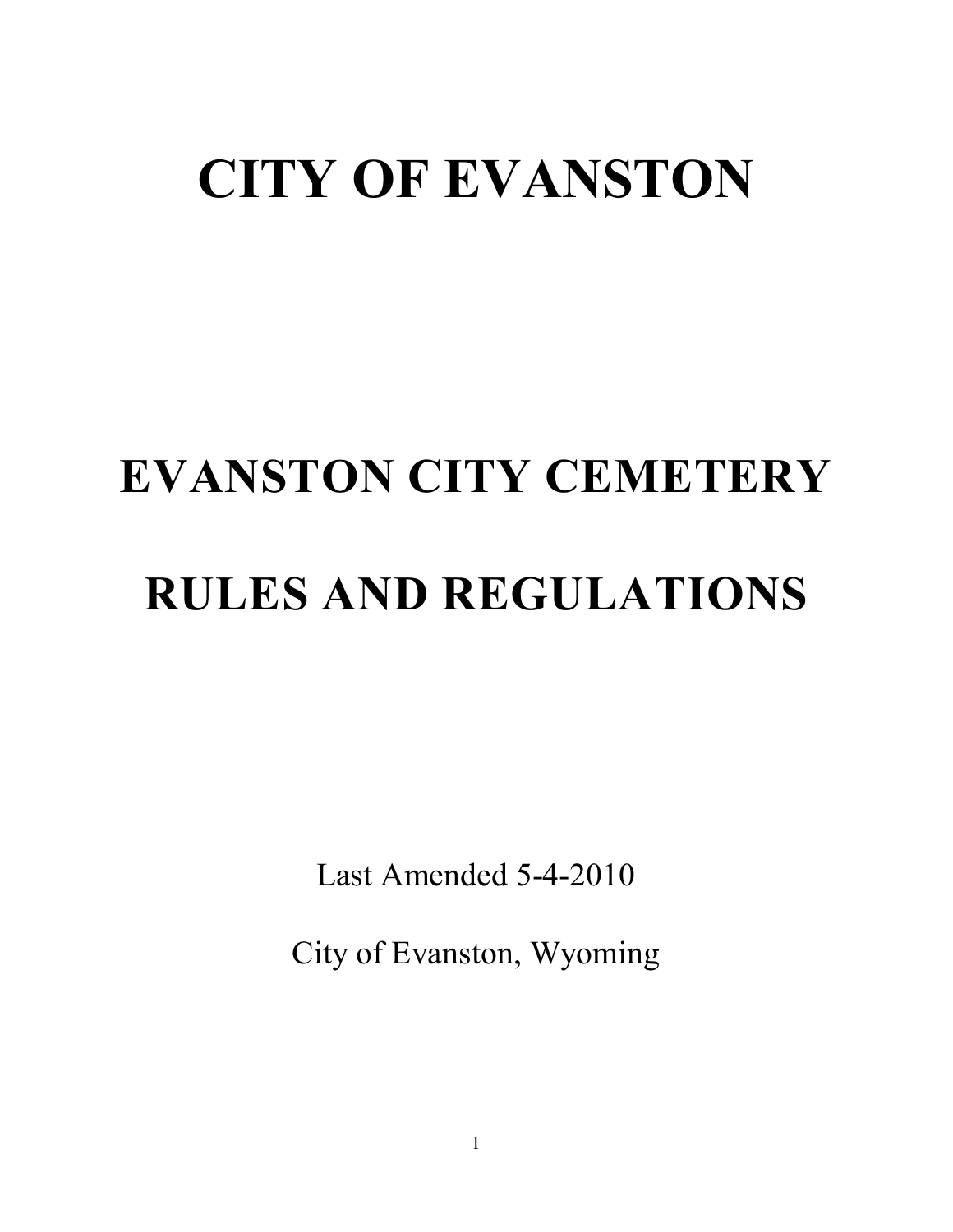# CITY OF EVANSTON

# EVANSTON CITY CEMETERY

# RULES AND REGULATIONS

Last Amended 5-4-2010

City of Evanston, Wyoming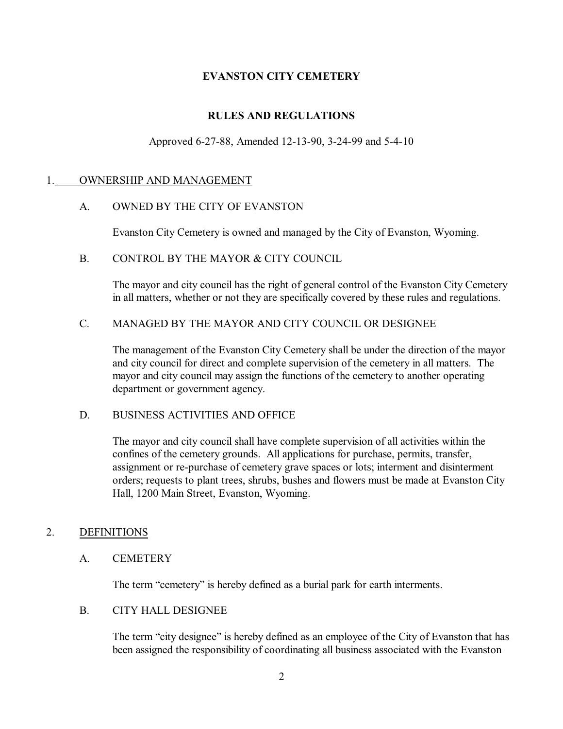# EVANSTON CITY CEMETERY

## RULES AND REGULATIONS

Approved 6-27-88, Amended 12-13-90, 3-24-99 and 5-4-10

### 1. OWNERSHIP AND MANAGEMENT

#### A. OWNED BY THE CITY OF EVANSTON

Evanston City Cemetery is owned and managed by the City of Evanston, Wyoming.

#### B. CONTROL BY THE MAYOR & CITY COUNCIL

The mayor and city council has the right of general control of the Evanston City Cemetery in all matters, whether or not they are specifically covered by these rules and regulations.

#### C. MANAGED BY THE MAYOR AND CITY COUNCIL OR DESIGNEE

The management of the Evanston City Cemetery shall be under the direction of the mayor and city council for direct and complete supervision of the cemetery in all matters. The mayor and city council may assign the functions of the cemetery to another operating department or government agency.

#### D. BUSINESS ACTIVITIES AND OFFICE

The mayor and city council shall have complete supervision of all activities within the confines of the cemetery grounds. All applications for purchase, permits, transfer, assignment or re-purchase of cemetery grave spaces or lots; interment and disinterment orders; requests to plant trees, shrubs, bushes and flowers must be made at Evanston City Hall, 1200 Main Street, Evanston, Wyoming.

### 2. DEFINITIONS

#### A. CEMETERY

The term "cemetery" is hereby defined as a burial park for earth interments.

#### B. CITY HALL DESIGNEE

The term "city designee" is hereby defined as an employee of the City of Evanston that has been assigned the responsibility of coordinating all business associated with the Evanston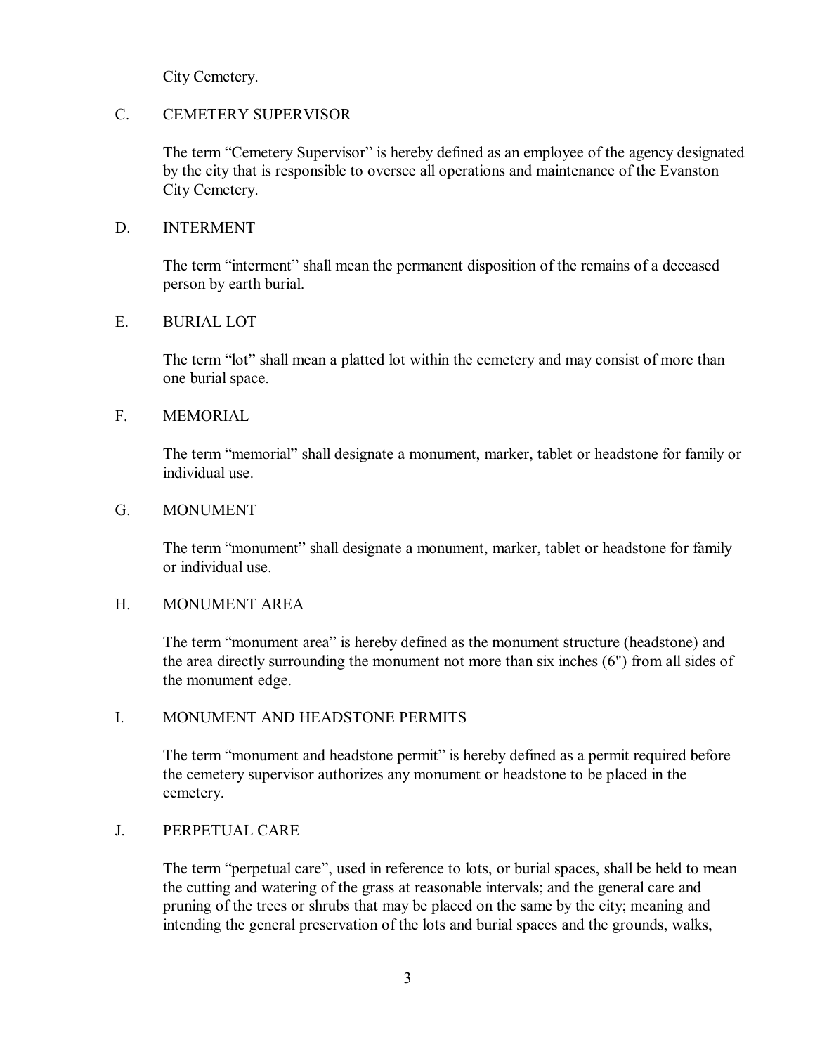City Cemetery.

C. CEMETERY SUPERVISOR

The term "Cemetery Supervisor" is hereby defined as an employee of the agency designated by the city that is responsible to oversee all operations and maintenance of the Evanston City Cemetery.

D. INTERMENT

The term "interment" shall mean the permanent disposition of the remains of a deceased person by earth burial.

E. BURIAL LOT

The term "lot" shall mean a platted lot within the cemetery and may consist of more than one burial space.

F. MEMORIAL

The term "memorial" shall designate a monument, marker, tablet or headstone for family or individual use.

G. MONUMENT

The term "monument" shall designate a monument, marker, tablet or headstone for family or individual use.

H. MONUMENT AREA

The term "monument area" is hereby defined as the monument structure (headstone) and the area directly surrounding the monument not more than six inches (6") from all sides of the monument edge.

I. MONUMENT AND HEADSTONE PERMITS

The term "monument and headstone permit" is hereby defined as a permit required before the cemetery supervisor authorizes any monument or headstone to be placed in the cemetery.

J. PERPETUAL CARE

The term "perpetual care", used in reference to lots, or burial spaces, shall be held to mean the cutting and watering of the grass at reasonable intervals; and the general care and pruning of the trees or shrubs that may be placed on the same by the city; meaning and intending the general preservation of the lots and burial spaces and the grounds, walks,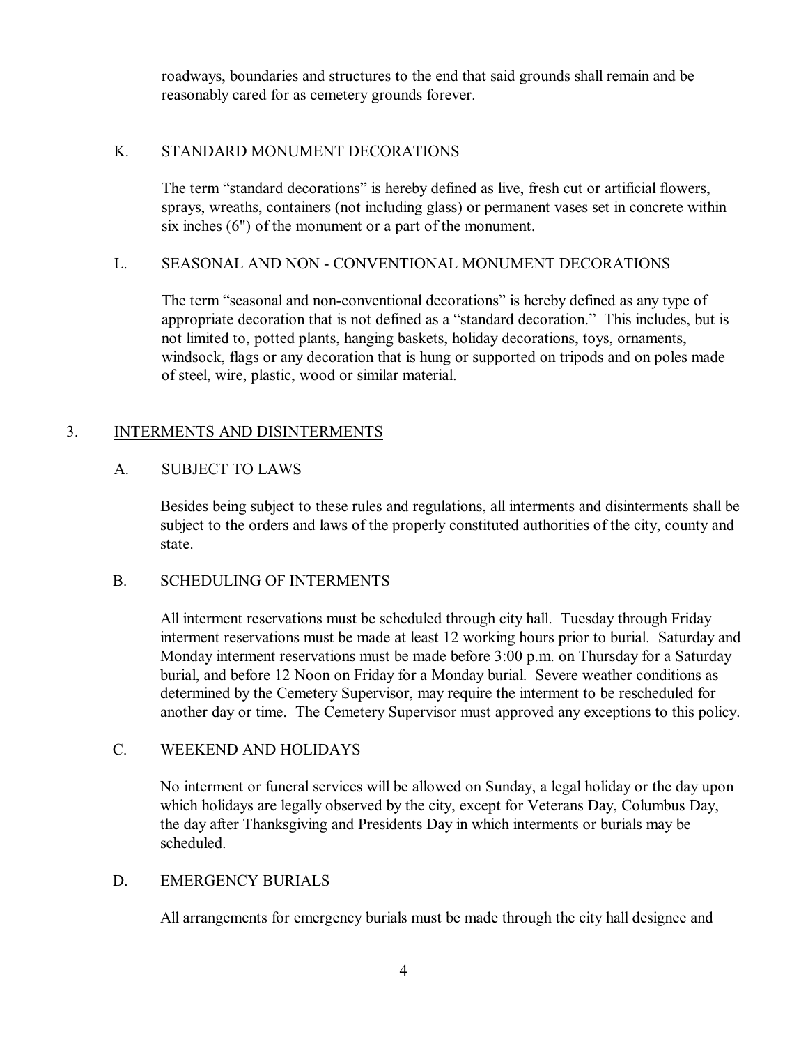roadways, boundaries and structures to the end that said grounds shall remain and be reasonably cared for as cemetery grounds forever.

### K. STANDARD MONUMENT DECORATIONS

The term "standard decorations" is hereby defined as live, fresh cut or artificial flowers, sprays, wreaths, containers (not including glass) or permanent vases set in concrete within six inches (6") of the monument or a part of the monument.

### L. SEASONAL AND NON - CONVENTIONAL MONUMENT DECORATIONS

The term "seasonal and non-conventional decorations" is hereby defined as any type of appropriate decoration that is not defined as a "standard decoration." This includes, but is not limited to, potted plants, hanging baskets, holiday decorations, toys, ornaments, windsock, flags or any decoration that is hung or supported on tripods and on poles made of steel, wire, plastic, wood or similar material.

## 3. INTERMENTS AND DISINTERMENTS

### A. SUBJECT TO LAWS

Besides being subject to these rules and regulations, all interments and disinterments shall be subject to the orders and laws of the properly constituted authorities of the city, county and state.

### B. SCHEDULING OF INTERMENTS

All interment reservations must be scheduled through city hall. Tuesday through Friday interment reservations must be made at least 12 working hours prior to burial. Saturday and Monday interment reservations must be made before 3:00 p.m. on Thursday for a Saturday burial, and before 12 Noon on Friday for a Monday burial. Severe weather conditions as determined by the Cemetery Supervisor, may require the interment to be rescheduled for another day or time. The Cemetery Supervisor must approved any exceptions to this policy.

### C. WEEKEND AND HOLIDAYS

No interment or funeral services will be allowed on Sunday, a legal holiday or the day upon which holidays are legally observed by the city, except for Veterans Day, Columbus Day, the day after Thanksgiving and Presidents Day in which interments or burials may be scheduled.

### D. EMERGENCY BURIALS

All arrangements for emergency burials must be made through the city hall designee and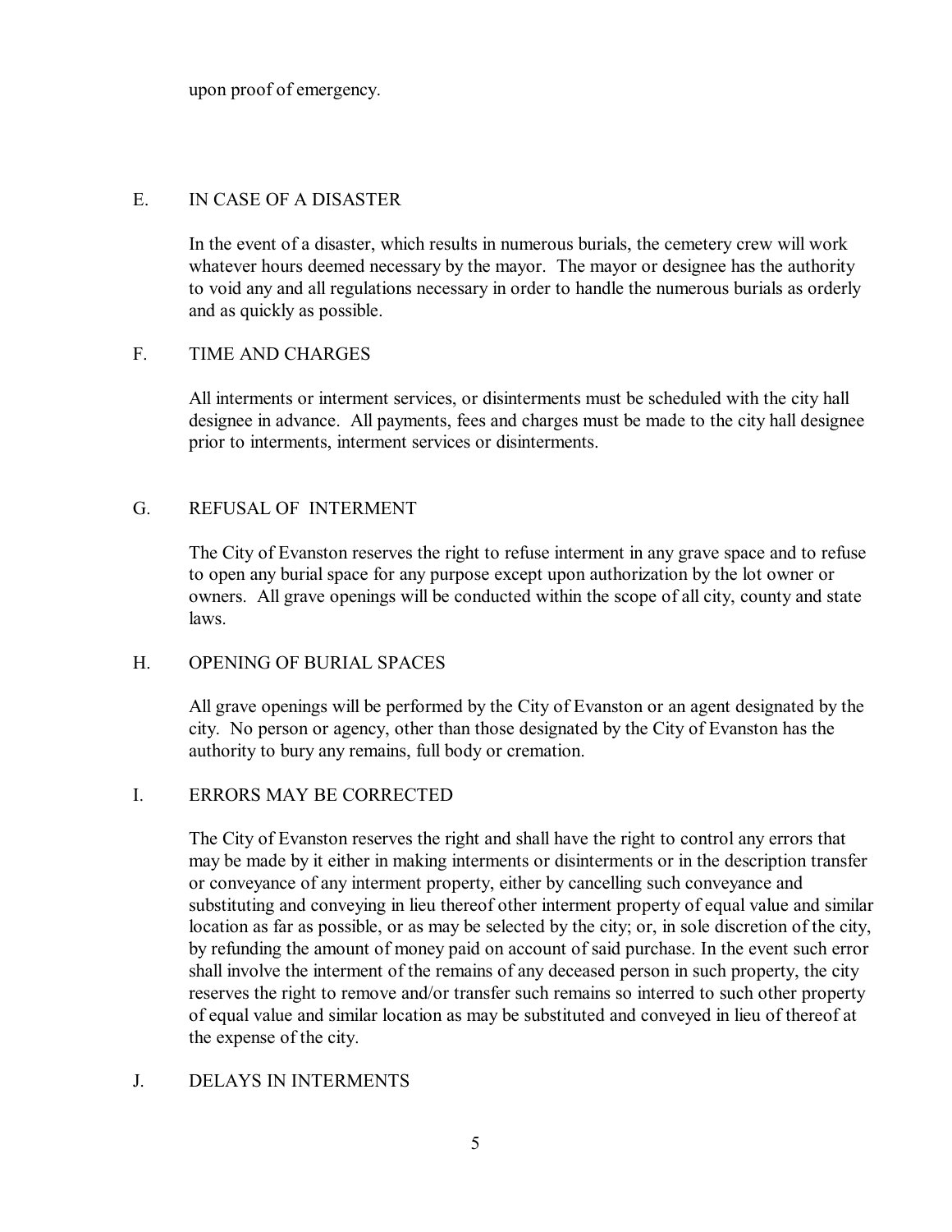upon proof of emergency.

## E. IN CASE OF A DISASTER

In the event of a disaster, which results in numerous burials, the cemetery crew will work whatever hours deemed necessary by the mayor. The mayor or designee has the authority to void any and all regulations necessary in order to handle the numerous burials as orderly and as quickly as possible.

## F. TIME AND CHARGES

All interments or interment services, or disinterments must be scheduled with the city hall designee in advance. All payments, fees and charges must be made to the city hall designee prior to interments, interment services or disinterments.

## G. REFUSAL OF INTERMENT

The City of Evanston reserves the right to refuse interment in any grave space and to refuse to open any burial space for any purpose except upon authorization by the lot owner or owners. All grave openings will be conducted within the scope of all city, county and state laws.

## H. OPENING OF BURIAL SPACES

All grave openings will be performed by the City of Evanston or an agent designated by the city. No person or agency, other than those designated by the City of Evanston has the authority to bury any remains, full body or cremation.

## I. ERRORS MAY BE CORRECTED

The City of Evanston reserves the right and shall have the right to control any errors that may be made by it either in making interments or disinterments or in the description transfer or conveyance of any interment property, either by cancelling such conveyance and substituting and conveying in lieu thereof other interment property of equal value and similar location as far as possible, or as may be selected by the city; or, in sole discretion of the city, by refunding the amount of money paid on account of said purchase. In the event such error shall involve the interment of the remains of any deceased person in such property, the city reserves the right to remove and/or transfer such remains so interred to such other property of equal value and similar location as may be substituted and conveyed in lieu of thereof at the expense of the city.

## J. DELAYS IN INTERMENTS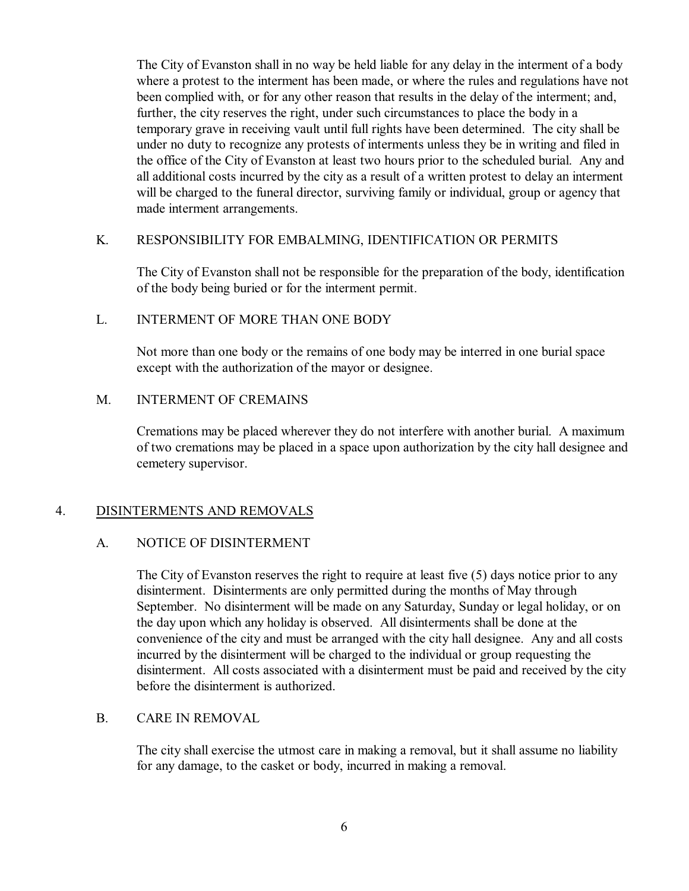The City of Evanston shall in no way be held liable for any delay in the interment of a body where a protest to the interment has been made, or where the rules and regulations have not been complied with, or for any other reason that results in the delay of the interment; and, further, the city reserves the right, under such circumstances to place the body in a temporary grave in receiving vault until full rights have been determined. The city shall be under no duty to recognize any protests of interments unless they be in writing and filed in the office of the City of Evanston at least two hours prior to the scheduled burial. Any and all additional costs incurred by the city as a result of a written protest to delay an interment will be charged to the funeral director, surviving family or individual, group or agency that made interment arrangements.

### K. RESPONSIBILITY FOR EMBALMING, IDENTIFICATION OR PERMITS

The City of Evanston shall not be responsible for the preparation of the body, identification of the body being buried or for the interment permit.

### L. INTERMENT OF MORE THAN ONE BODY

Not more than one body or the remains of one body may be interred in one burial space except with the authorization of the mayor or designee.

### M. INTERMENT OF CREMAINS

Cremations may be placed wherever they do not interfere with another burial. A maximum of two cremations may be placed in a space upon authorization by the city hall designee and cemetery supervisor.

## 4. DISINTERMENTS AND REMOVALS

### A. NOTICE OF DISINTERMENT

The City of Evanston reserves the right to require at least five (5) days notice prior to any disinterment. Disinterments are only permitted during the months of May through September. No disinterment will be made on any Saturday, Sunday or legal holiday, or on the day upon which any holiday is observed. All disinterments shall be done at the convenience of the city and must be arranged with the city hall designee. Any and all costs incurred by the disinterment will be charged to the individual or group requesting the disinterment. All costs associated with a disinterment must be paid and received by the city before the disinterment is authorized.

### B. CARE IN REMOVAL

The city shall exercise the utmost care in making a removal, but it shall assume no liability for any damage, to the casket or body, incurred in making a removal.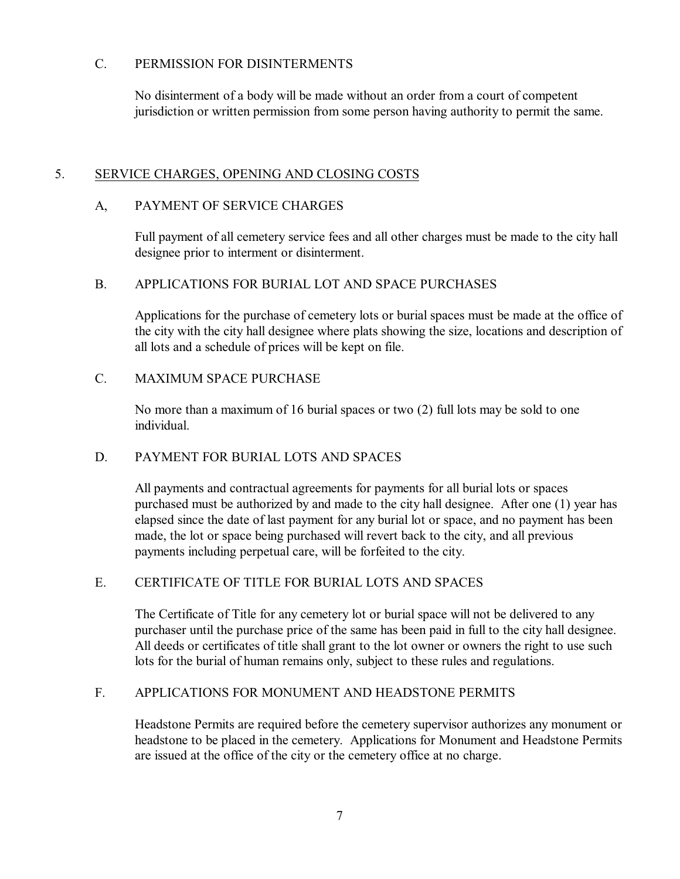### C. PERMISSION FOR DISINTERMENTS

No disinterment of a body will be made without an order from a court of competent jurisdiction or written permission from some person having authority to permit the same.

## 5. <u>SERVICE CHARGES, OPENING AND CLOSING COSTS</u>

### A, PAYMENT OF SERVICE CHARGES

Full payment of all cemetery service fees and all other charges must be made to the city hall designee prior to interment or disinterment.

### B. APPLICATIONS FOR BURIAL LOT AND SPACE PURCHASES

Applications for the purchase of cemetery lots or burial spaces must be made at the office of the city with the city hall designee where plats showing the size, locations and description of all lots and a schedule of prices will be kept on file.

### C. MAXIMUM SPACE PURCHASE

No more than a maximum of 16 burial spaces or two (2) full lots may be sold to one individual.

### D. PAYMENT FOR BURIAL LOTS AND SPACES

All payments and contractual agreements for payments for all burial lots or spaces purchased must be authorized by and made to the city hall designee. After one (1) year has elapsed since the date of last payment for any burial lot or space, and no payment has been made, the lot or space being purchased will revert back to the city, and all previous payments including perpetual care, will be forfeited to the city.

### E. CERTIFICATE OF TITLE FOR BURIAL LOTS AND SPACES

The Certificate of Title for any cemetery lot or burial space will not be delivered to any purchaser until the purchase price of the same has been paid in full to the city hall designee. All deeds or certificates of title shall grant to the lot owner or owners the right to use such lots for the burial of human remains only, subject to these rules and regulations.

### F. APPLICATIONS FOR MONUMENT AND HEADSTONE PERMITS

Headstone Permits are required before the cemetery supervisor authorizes any monument or headstone to be placed in the cemetery. Applications for Monument and Headstone Permits are issued at the office of the city or the cemetery office at no charge.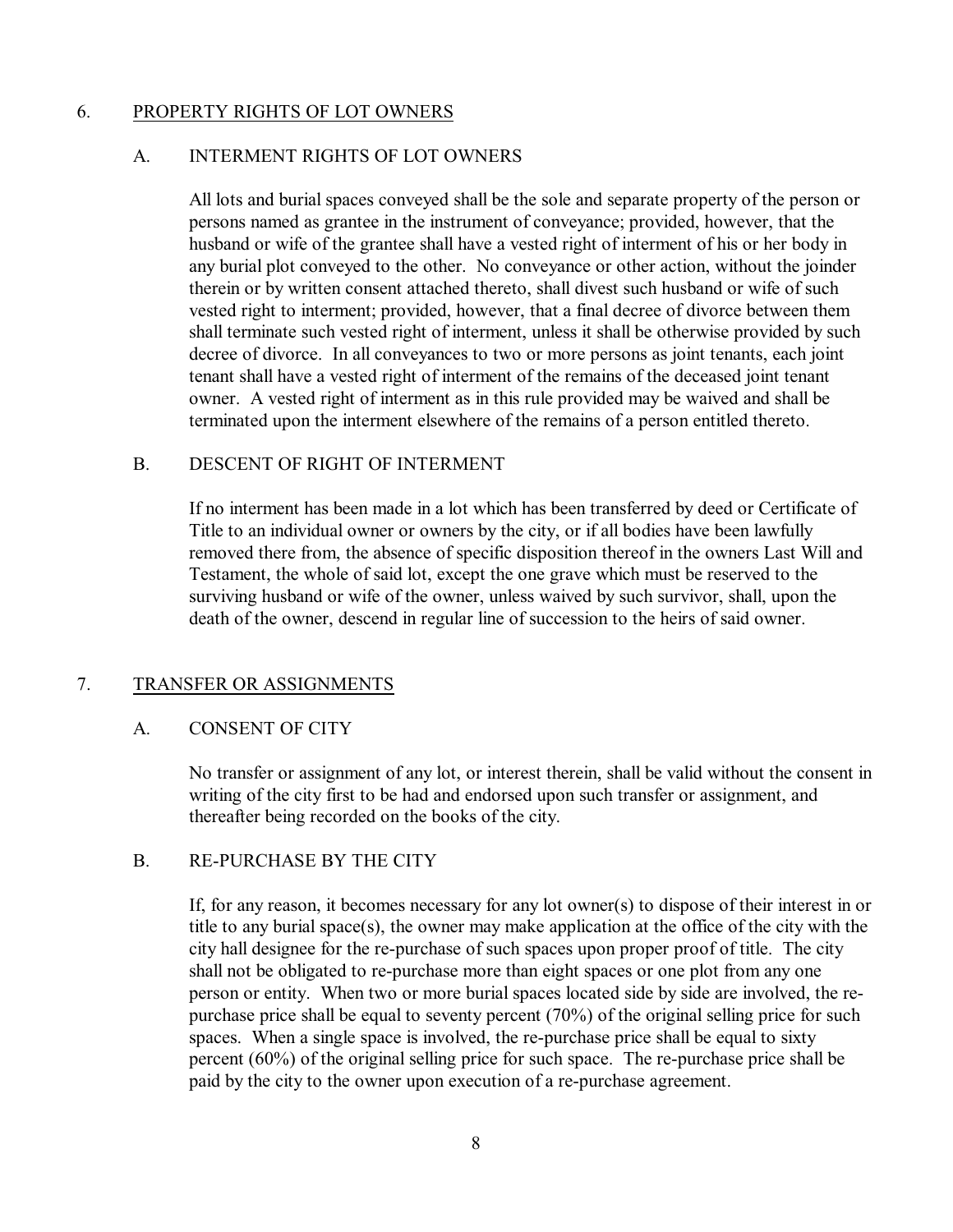## 6. PROPERTY RIGHTS OF LOT OWNERS

### A. INTERMENT RIGHTS OF LOT OWNERS

All lots and burial spaces conveyed shall be the sole and separate property of the person or persons named as grantee in the instrument of conveyance; provided, however, that the husband or wife of the grantee shall have a vested right of interment of his or her body in any burial plot conveyed to the other. No conveyance or other action, without the joinder therein or by written consent attached thereto, shall divest such husband or wife of such vested right to interment; provided, however, that a final decree of divorce between them shall terminate such vested right of interment, unless it shall be otherwise provided by such decree of divorce. In all conveyances to two or more persons as joint tenants, each joint tenant shall have a vested right of interment of the remains of the deceased joint tenant owner. A vested right of interment as in this rule provided may be waived and shall be terminated upon the interment elsewhere of the remains of a person entitled thereto.

### B. DESCENT OF RIGHT OF INTERMENT

If no interment has been made in a lot which has been transferred by deed or Certificate of Title to an individual owner or owners by the city, or if all bodies have been lawfully removed there from, the absence of specific disposition thereof in the owners Last Will and Testament, the whole of said lot, except the one grave which must be reserved to the surviving husband or wife of the owner, unless waived by such survivor, shall, upon the death of the owner, descend in regular line of succession to the heirs of said owner.

## 7. TRANSFER OR ASSIGNMENTS

### A. CONSENT OF CITY

No transfer or assignment of any lot, or interest therein, shall be valid without the consent in writing of the city first to be had and endorsed upon such transfer or assignment, and thereafter being recorded on the books of the city.

### B. RE-PURCHASE BY THE CITY

If, for any reason, it becomes necessary for any lot owner(s) to dispose of their interest in or title to any burial space(s), the owner may make application at the office of the city with the city hall designee for the re-purchase of such spaces upon proper proof of title. The city shall not be obligated to re-purchase more than eight spaces or one plot from any one person or entity. When two or more burial spaces located side by side are involved, the re-purchase price shall be equal to seventy percent (70%) of the original selling price for such spaces. When a single space is involved, the re-purchase price shall be equal to sixty percent (60%) of the original selling price for such space. The re-purchase price shall be paid by the city to the owner upon execution of a re-purchase agreement.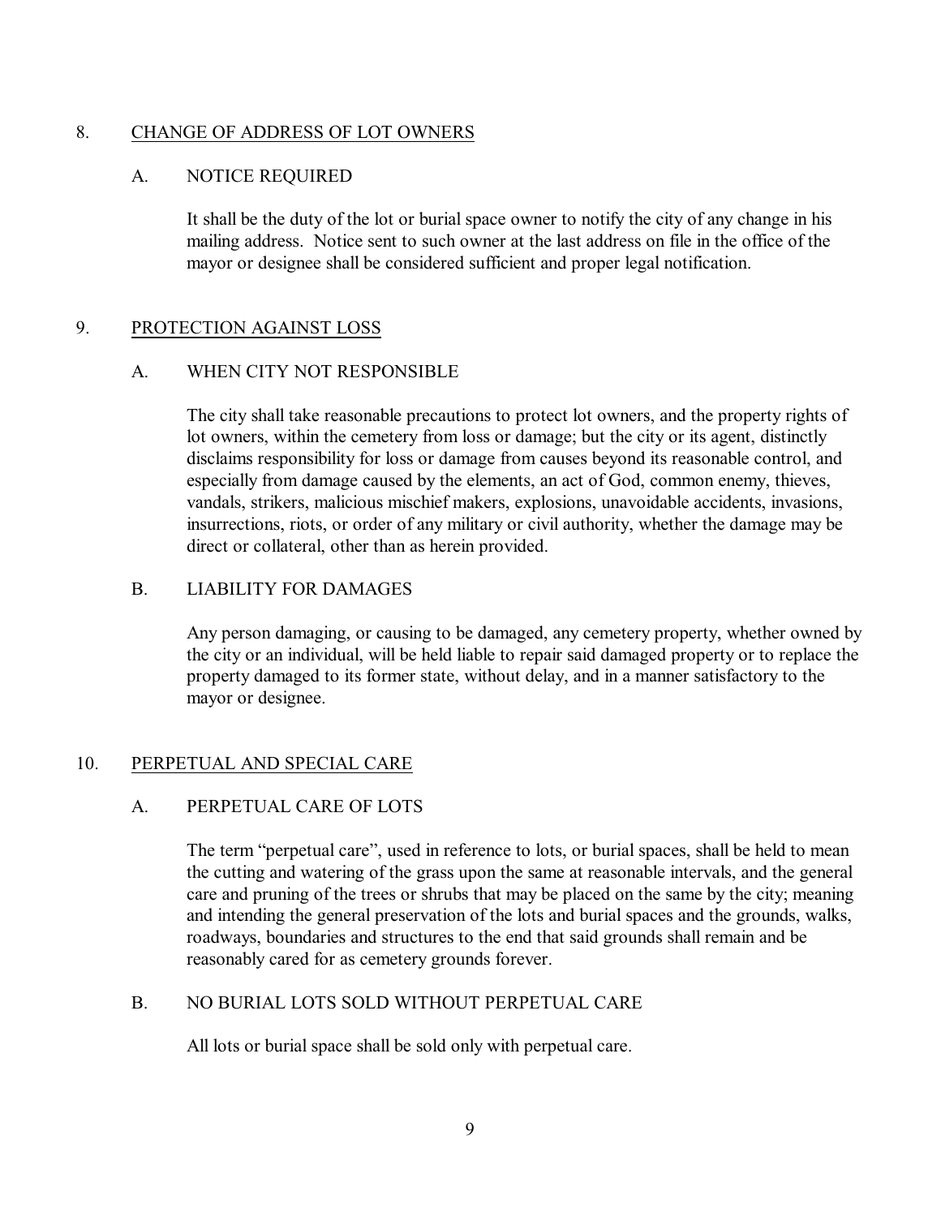## 8. CHANGE OF ADDRESS OF LOT OWNERS

### A. NOTICE REQUIRED

It shall be the duty of the lot or burial space owner to notify the city of any change in his mailing address. Notice sent to such owner at the last address on file in the office of the mayor or designee shall be considered sufficient and proper legal notification.

## 9. PROTECTION AGAINST LOSS

### A. WHEN CITY NOT RESPONSIBLE

The city shall take reasonable precautions to protect lot owners, and the property rights of lot owners, within the cemetery from loss or damage; but the city or its agent, distinctly disclaims responsibility for loss or damage from causes beyond its reasonable control, and especially from damage caused by the elements, an act of God, common enemy, thieves, vandals, strikers, malicious mischief makers, explosions, unavoidable accidents, invasions, insurrections, riots, or order of any military or civil authority, whether the damage may be direct or collateral, other than as herein provided.

### B. LIABILITY FOR DAMAGES

Any person damaging, or causing to be damaged, any cemetery property, whether owned by the city or an individual, will be held liable to repair said damaged property or to replace the property damaged to its former state, without delay, and in a manner satisfactory to the mayor or designee.

## 10. PERPETUAL AND SPECIAL CARE

### A. PERPETUAL CARE OF LOTS

The term "perpetual care", used in reference to lots, or burial spaces, shall be held to mean the cutting and watering of the grass upon the same at reasonable intervals, and the general care and pruning of the trees or shrubs that may be placed on the same by the city; meaning and intending the general preservation of the lots and burial spaces and the grounds, walks, roadways, boundaries and structures to the end that said grounds shall remain and be reasonably cared for as cemetery grounds forever.

### B. NO BURIAL LOTS SOLD WITHOUT PERPETUAL CARE

All lots or burial space shall be sold only with perpetual care.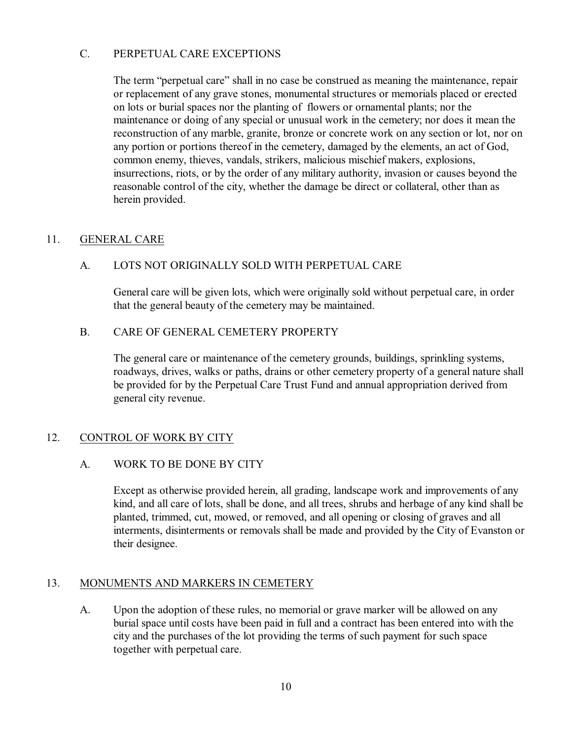### C. PERPETUAL CARE EXCEPTIONS

The term "perpetual care" shall in no case be construed as meaning the maintenance, repair or replacement of any grave stones, monumental structures or memorials placed or erected on lots or burial spaces nor the planting of flowers or ornamental plants; nor the maintenance or doing of any special or unusual work in the cemetery; nor does it mean the reconstruction of any marble, granite, bronze or concrete work on any section or lot, nor on any portion or portions thereof in the cemetery, damaged by the elements, an act of God, common enemy, thieves, vandals, strikers, malicious mischief makers, explosions, insurrections, riots, or by the order of any military authority, invasion or causes beyond the reasonable control of the city, whether the damage be direct or collateral, other than as herein provided.

## 11. GENERAL CARE

### A. LOTS NOT ORIGINALLY SOLD WITH PERPETUAL CARE

General care will be given lots, which were originally sold without perpetual care, in order that the general beauty of the cemetery may be maintained.

### B. CARE OF GENERAL CEMETERY PROPERTY

The general care or maintenance of the cemetery grounds, buildings, sprinkling systems, roadways, drives, walks or paths, drains or other cemetery property of a general nature shall be provided for by the Perpetual Care Trust Fund and annual appropriation derived from general city revenue.

## 12. CONTROL OF WORK BY CITY

### A. WORK TO BE DONE BY CITY

Except as otherwise provided herein, all grading, landscape work and improvements of any kind, and all care of lots, shall be done, and all trees, shrubs and herbage of any kind shall be planted, trimmed, cut, mowed, or removed, and all opening or closing of graves and all interments, disinterments or removals shall be made and provided by the City of Evanston or their designee.

## 13. MONUMENTS AND MARKERS IN CEMETERY

A. Upon the adoption of these rules, no memorial or grave marker will be allowed on any burial space until costs have been paid in full and a contract has been entered into with the city and the purchases of the lot providing the terms of such payment for such space together with perpetual care.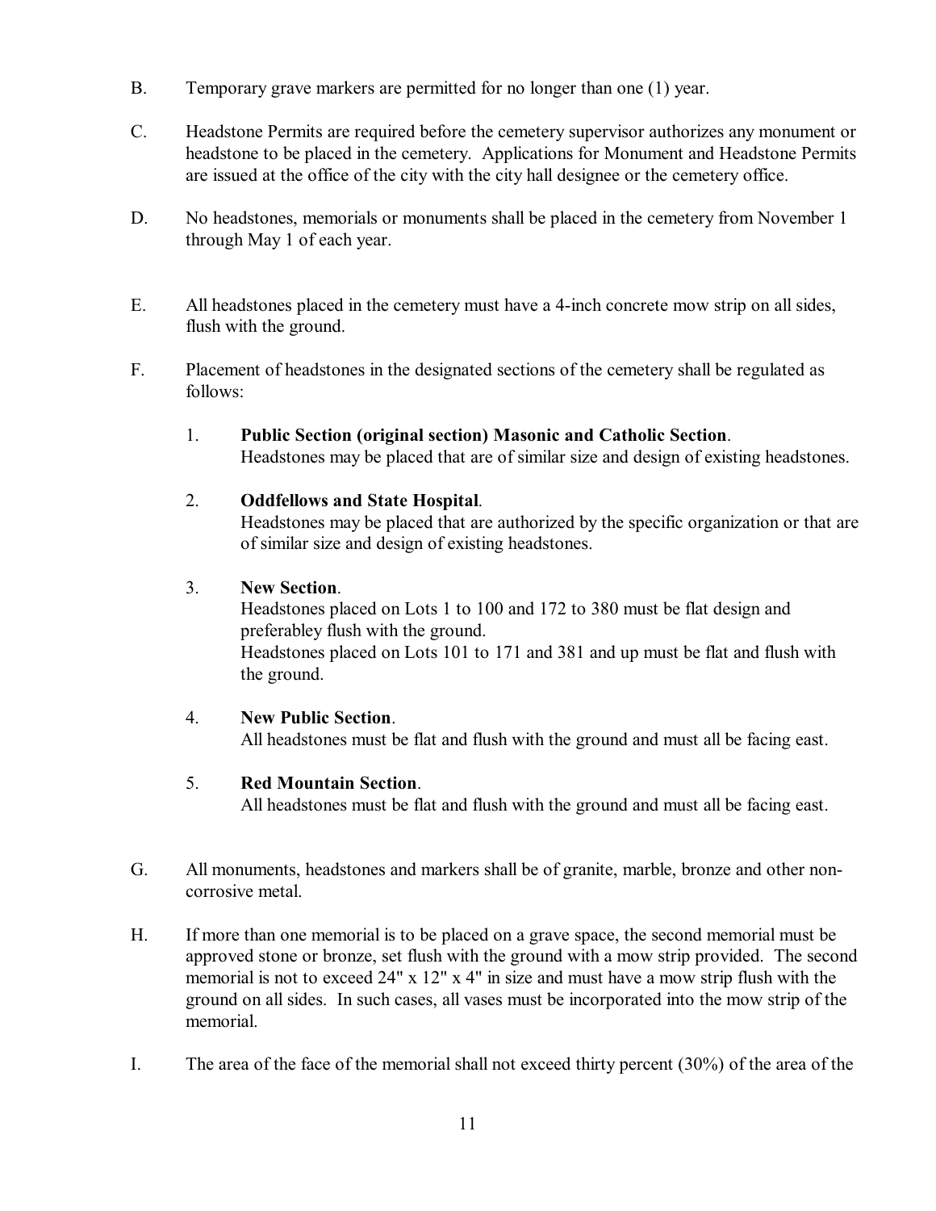B. Temporary grave markers are permitted for no longer than one (1) year.

C. Headstone Permits are required before the cemetery supervisor authorizes any monument or headstone to be placed in the cemetery. Applications for Monument and Headstone Permits are issued at the office of the city with the city hall designee or the cemetery office.

D. No headstones, memorials or monuments shall be placed in the cemetery from November 1 through May 1 of each year.

E. All headstones placed in the cemetery must have a 4-inch concrete mow strip on all sides, flush with the ground.

F. Placement of headstones in the designated sections of the cemetery shall be regulated as follows:

1. **Public Section (original section) Masonic and Catholic Section**.
   Headstones may be placed that are of similar size and design of existing headstones.

2. **Oddfellows and State Hospital**.
   Headstones may be placed that are authorized by the specific organization or that are of similar size and design of existing headstones.

3. **New Section**.
   Headstones placed on Lots 1 to 100 and 172 to 380 must be flat design and preferabley flush with the ground.
   Headstones placed on Lots 101 to 171 and 381 and up must be flat and flush with the ground.

4. **New Public Section**.
   All headstones must be flat and flush with the ground and must all be facing east.

5. **Red Mountain Section**.
   All headstones must be flat and flush with the ground and must all be facing east.

G. All monuments, headstones and markers shall be of granite, marble, bronze and other non-corrosive metal.

H. If more than one memorial is to be placed on a grave space, the second memorial must be approved stone or bronze, set flush with the ground with a mow strip provided. The second memorial is not to exceed 24" x 12" x 4" in size and must have a mow strip flush with the ground on all sides. In such cases, all vases must be incorporated into the mow strip of the memorial.

I. The area of the face of the memorial shall not exceed thirty percent (30%) of the area of the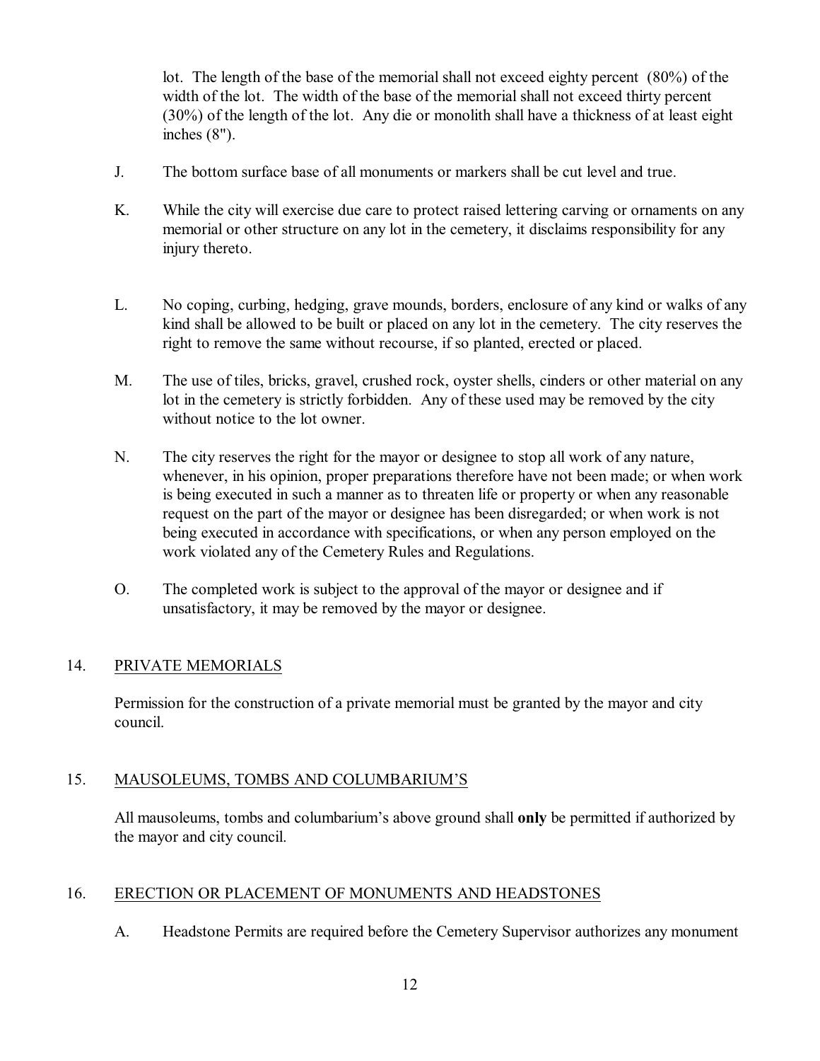lot. The length of the base of the memorial shall not exceed eighty percent (80%) of the width of the lot. The width of the base of the memorial shall not exceed thirty percent (30%) of the length of the lot. Any die or monolith shall have a thickness of at least eight inches (8").

J. The bottom surface base of all monuments or markers shall be cut level and true.

K. While the city will exercise due care to protect raised lettering carving or ornaments on any memorial or other structure on any lot in the cemetery, it disclaims responsibility for any injury thereto.

L. No coping, curbing, hedging, grave mounds, borders, enclosure of any kind or walks of any kind shall be allowed to be built or placed on any lot in the cemetery. The city reserves the right to remove the same without recourse, if so planted, erected or placed.

M. The use of tiles, bricks, gravel, crushed rock, oyster shells, cinders or other material on any lot in the cemetery is strictly forbidden. Any of these used may be removed by the city without notice to the lot owner.

N. The city reserves the right for the mayor or designee to stop all work of any nature, whenever, in his opinion, proper preparations therefore have not been made; or when work is being executed in such a manner as to threaten life or property or when any reasonable request on the part of the mayor or designee has been disregarded; or when work is not being executed in accordance with specifications, or when any person employed on the work violated any of the Cemetery Rules and Regulations.

O. The completed work is subject to the approval of the mayor or designee and if unsatisfactory, it may be removed by the mayor or designee.

## 14. PRIVATE MEMORIALS

Permission for the construction of a private memorial must be granted by the mayor and city council.

## 15. MAUSOLEUMS, TOMBS AND COLUMBARIUM'S

All mausoleums, tombs and columbarium's above ground shall **only** be permitted if authorized by the mayor and city council.

## 16. ERECTION OR PLACEMENT OF MONUMENTS AND HEADSTONES

A. Headstone Permits are required before the Cemetery Supervisor authorizes any monument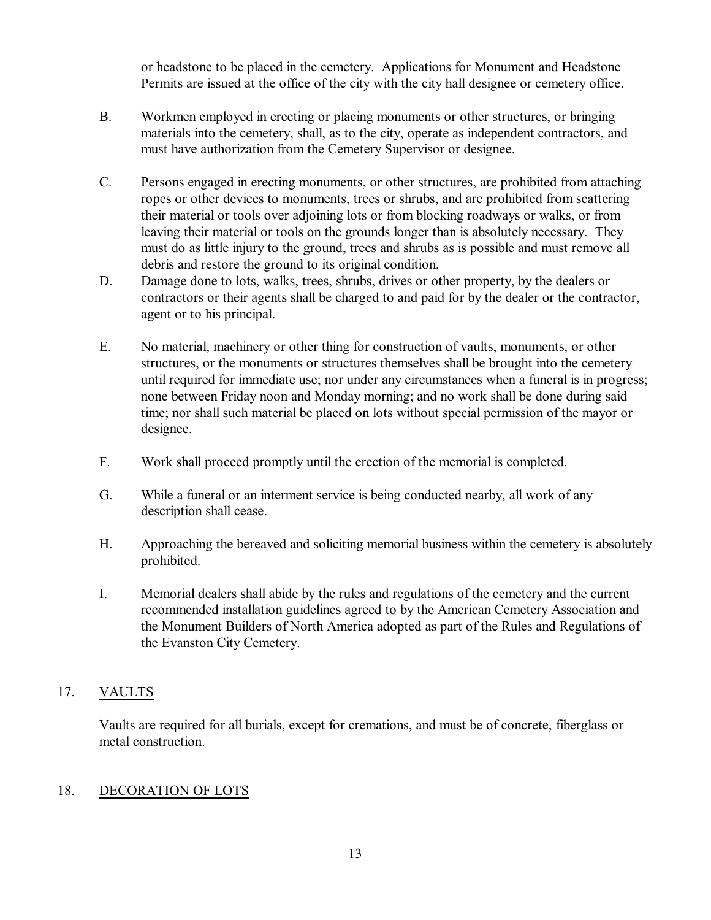or headstone to be placed in the cemetery. Applications for Monument and Headstone Permits are issued at the office of the city with the city hall designee or cemetery office.

B. Workmen employed in erecting or placing monuments or other structures, or bringing materials into the cemetery, shall, as to the city, operate as independent contractors, and must have authorization from the Cemetery Supervisor or designee.

C. Persons engaged in erecting monuments, or other structures, are prohibited from attaching ropes or other devices to monuments, trees or shrubs, and are prohibited from scattering their material or tools over adjoining lots or from blocking roadways or walks, or from leaving their material or tools on the grounds longer than is absolutely necessary. They must do as little injury to the ground, trees and shrubs as is possible and must remove all debris and restore the ground to its original condition.

D. Damage done to lots, walks, trees, shrubs, drives or other property, by the dealers or contractors or their agents shall be charged to and paid for by the dealer or the contractor, agent or to his principal.

E. No material, machinery or other thing for construction of vaults, monuments, or other structures, or the monuments or structures themselves shall be brought into the cemetery until required for immediate use; nor under any circumstances when a funeral is in progress; none between Friday noon and Monday morning; and no work shall be done during said time; nor shall such material be placed on lots without special permission of the mayor or designee.

F. Work shall proceed promptly until the erection of the memorial is completed.

G. While a funeral or an interment service is being conducted nearby, all work of any description shall cease.

H. Approaching the bereaved and soliciting memorial business within the cemetery is absolutely prohibited.

I. Memorial dealers shall abide by the rules and regulations of the cemetery and the current recommended installation guidelines agreed to by the American Cemetery Association and the Monument Builders of North America adopted as part of the Rules and Regulations of the Evanston City Cemetery.

## 17. VAULTS

Vaults are required for all burials, except for cremations, and must be of concrete, fiberglass or metal construction.

## 18. DECORATION OF LOTS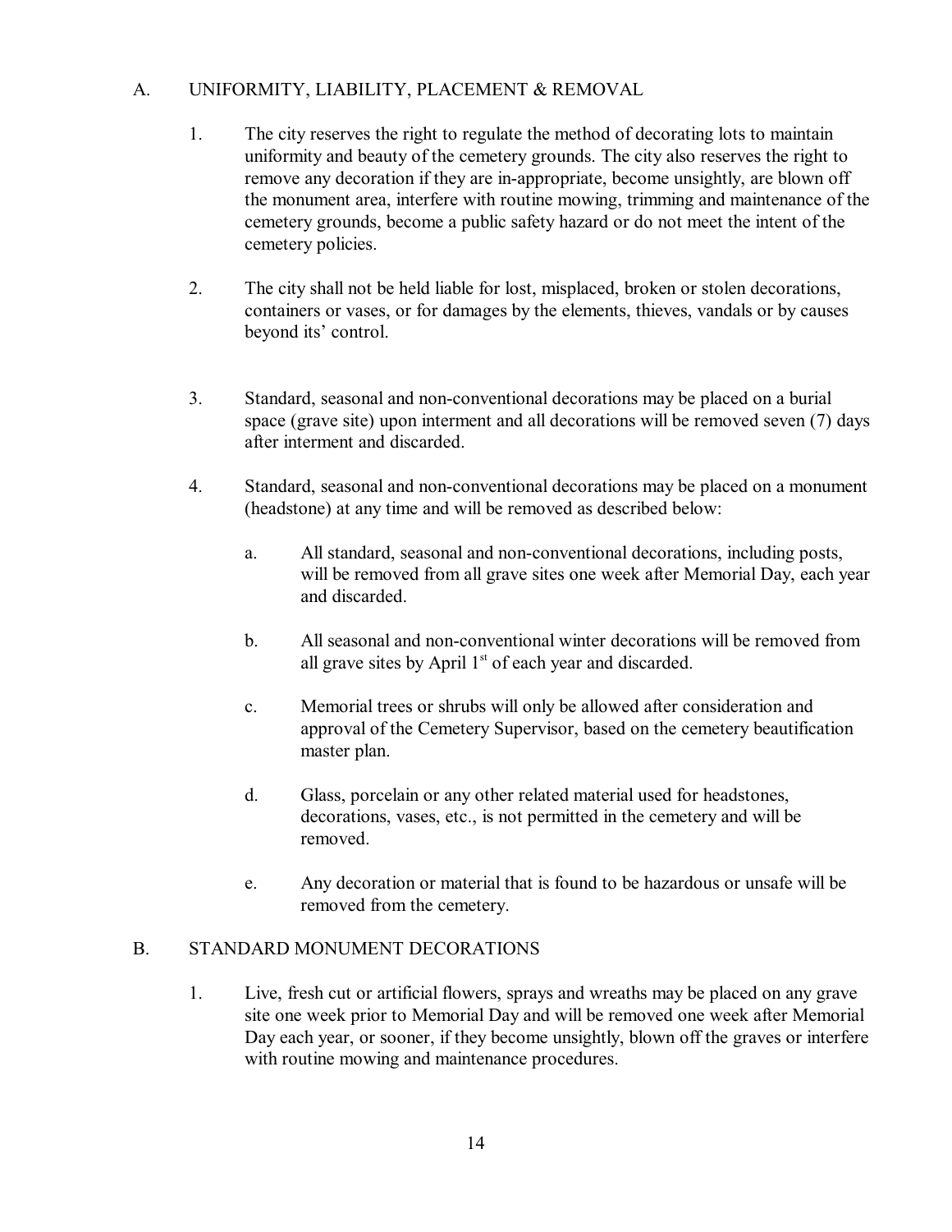## A. UNIFORMITY, LIABILITY, PLACEMENT & REMOVAL

1. The city reserves the right to regulate the method of decorating lots to maintain uniformity and beauty of the cemetery grounds. The city also reserves the right to remove any decoration if they are in-appropriate, become unsightly, are blown off the monument area, interfere with routine mowing, trimming and maintenance of the cemetery grounds, become a public safety hazard or do not meet the intent of the cemetery policies.

2. The city shall not be held liable for lost, misplaced, broken or stolen decorations, containers or vases, or for damages by the elements, thieves, vandals or by causes beyond its' control.

3. Standard, seasonal and non-conventional decorations may be placed on a burial space (grave site) upon interment and all decorations will be removed seven (7) days after interment and discarded.

4. Standard, seasonal and non-conventional decorations may be placed on a monument (headstone) at any time and will be removed as described below:

   a. All standard, seasonal and non-conventional decorations, including posts, will be removed from all grave sites one week after Memorial Day, each year and discarded.

   b. All seasonal and non-conventional winter decorations will be removed from all grave sites by April 1st of each year and discarded.

   c. Memorial trees or shrubs will only be allowed after consideration and approval of the Cemetery Supervisor, based on the cemetery beautification master plan.

   d. Glass, porcelain or any other related material used for headstones, decorations, vases, etc., is not permitted in the cemetery and will be removed.

   e. Any decoration or material that is found to be hazardous or unsafe will be removed from the cemetery.

## B. STANDARD MONUMENT DECORATIONS

1. Live, fresh cut or artificial flowers, sprays and wreaths may be placed on any grave site one week prior to Memorial Day and will be removed one week after Memorial Day each year, or sooner, if they become unsightly, blown off the graves or interfere with routine mowing and maintenance procedures.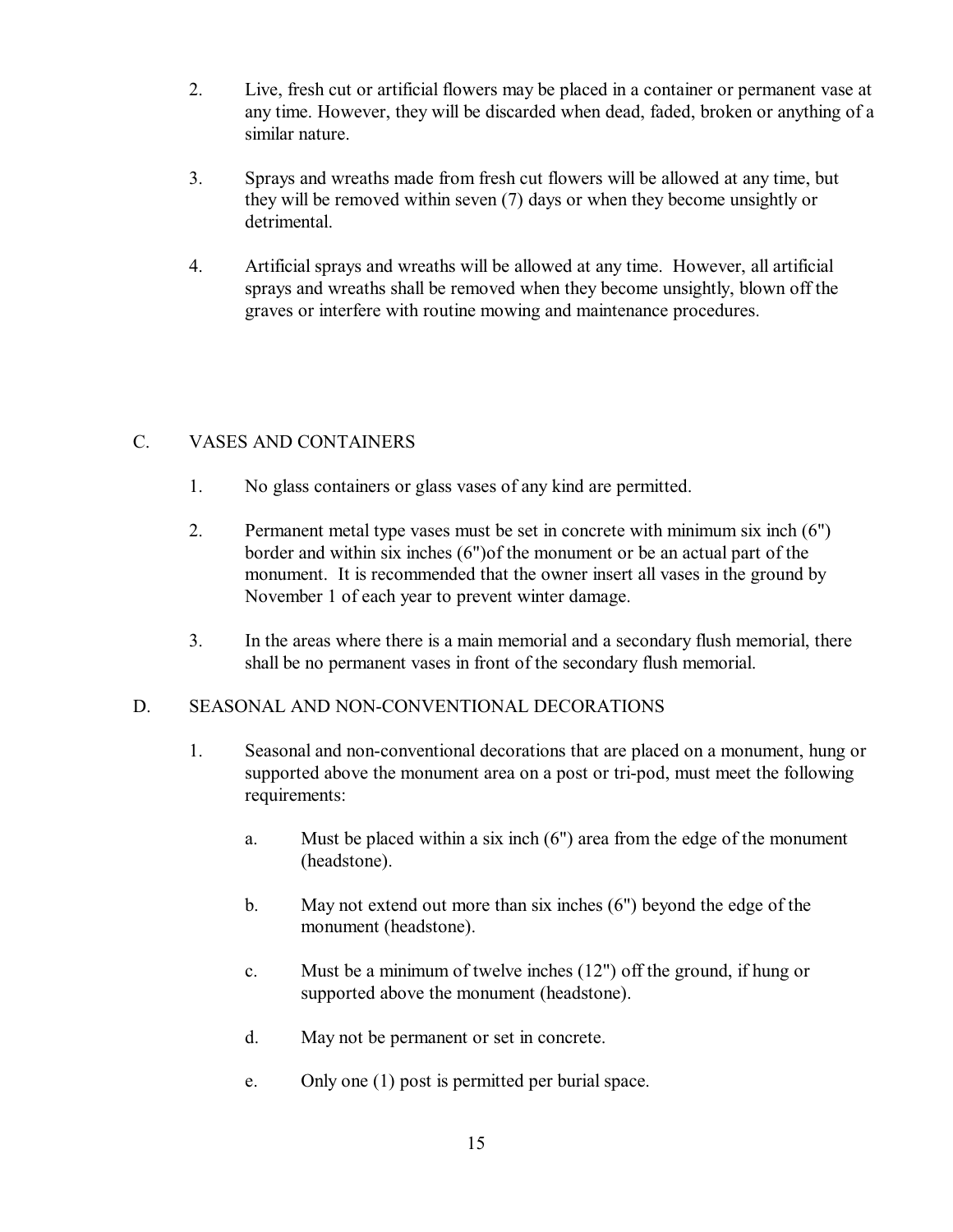2. Live, fresh cut or artificial flowers may be placed in a container or permanent vase at any time. However, they will be discarded when dead, faded, broken or anything of a similar nature.

3. Sprays and wreaths made from fresh cut flowers will be allowed at any time, but they will be removed within seven (7) days or when they become unsightly or detrimental.

4. Artificial sprays and wreaths will be allowed at any time. However, all artificial sprays and wreaths shall be removed when they become unsightly, blown off the graves or interfere with routine mowing and maintenance procedures.

## C. VASES AND CONTAINERS

1. No glass containers or glass vases of any kind are permitted.

2. Permanent metal type vases must be set in concrete with minimum six inch (6") border and within six inches (6")of the monument or be an actual part of the monument. It is recommended that the owner insert all vases in the ground by November 1 of each year to prevent winter damage.

3. In the areas where there is a main memorial and a secondary flush memorial, there shall be no permanent vases in front of the secondary flush memorial.

## D. SEASONAL AND NON-CONVENTIONAL DECORATIONS

1. Seasonal and non-conventional decorations that are placed on a monument, hung or supported above the monument area on a post or tri-pod, must meet the following requirements:

   a. Must be placed within a six inch (6") area from the edge of the monument (headstone).

   b. May not extend out more than six inches (6") beyond the edge of the monument (headstone).

   c. Must be a minimum of twelve inches (12") off the ground, if hung or supported above the monument (headstone).

   d. May not be permanent or set in concrete.

   e. Only one (1) post is permitted per burial space.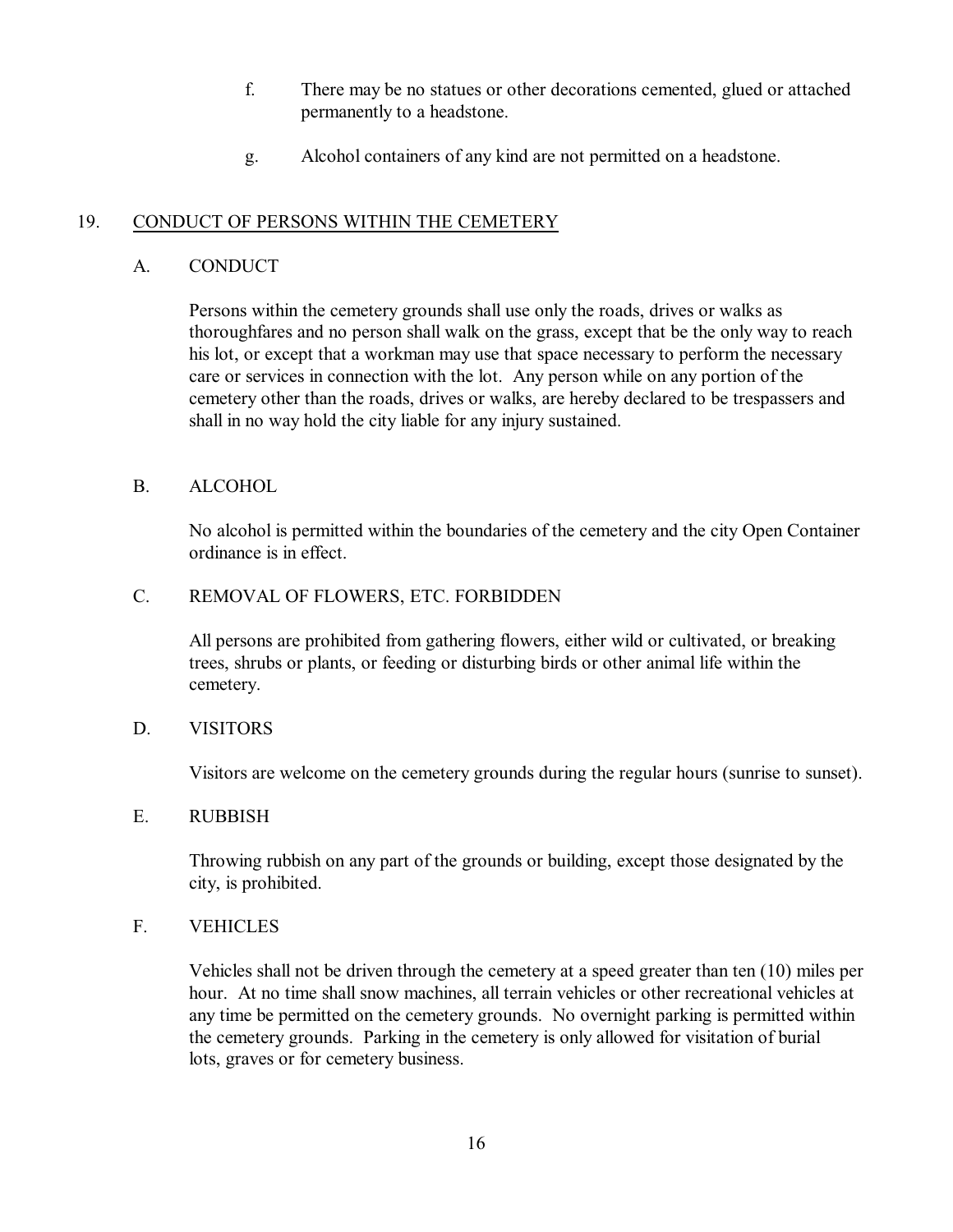f. There may be no statues or other decorations cemented, glued or attached permanently to a headstone.

g. Alcohol containers of any kind are not permitted on a headstone.

## 19. CONDUCT OF PERSONS WITHIN THE CEMETERY

### A. CONDUCT

Persons within the cemetery grounds shall use only the roads, drives or walks as thoroughfares and no person shall walk on the grass, except that be the only way to reach his lot, or except that a workman may use that space necessary to perform the necessary care or services in connection with the lot. Any person while on any portion of the cemetery other than the roads, drives or walks, are hereby declared to be trespassers and shall in no way hold the city liable for any injury sustained.

### B. ALCOHOL

No alcohol is permitted within the boundaries of the cemetery and the city Open Container ordinance is in effect.

### C. REMOVAL OF FLOWERS, ETC. FORBIDDEN

All persons are prohibited from gathering flowers, either wild or cultivated, or breaking trees, shrubs or plants, or feeding or disturbing birds or other animal life within the cemetery.

### D. VISITORS

Visitors are welcome on the cemetery grounds during the regular hours (sunrise to sunset).

### E. RUBBISH

Throwing rubbish on any part of the grounds or building, except those designated by the city, is prohibited.

### F. VEHICLES

Vehicles shall not be driven through the cemetery at a speed greater than ten (10) miles per hour. At no time shall snow machines, all terrain vehicles or other recreational vehicles at any time be permitted on the cemetery grounds. No overnight parking is permitted within the cemetery grounds. Parking in the cemetery is only allowed for visitation of burial lots, graves or for cemetery business.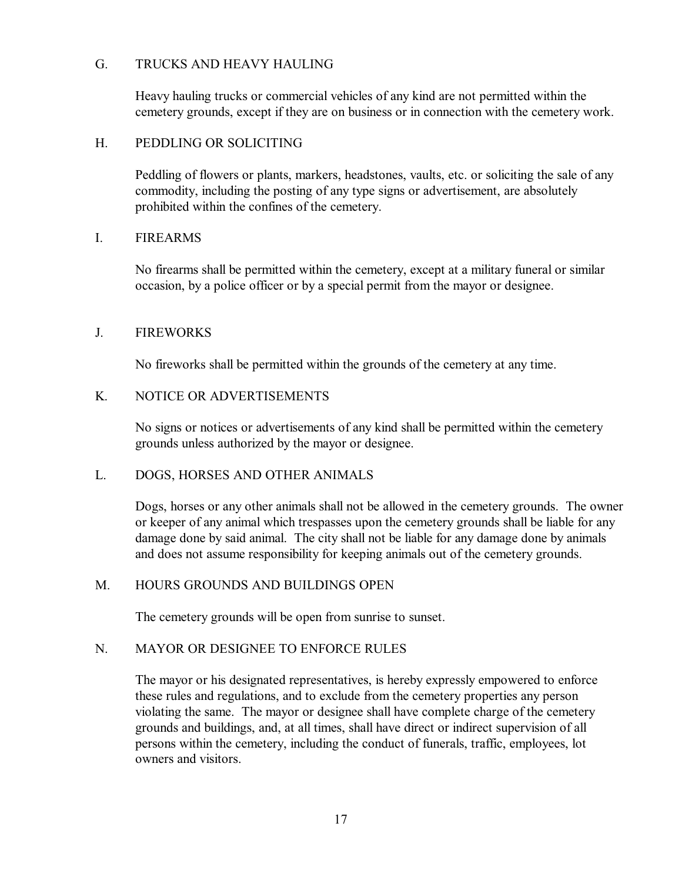### G. TRUCKS AND HEAVY HAULING

Heavy hauling trucks or commercial vehicles of any kind are not permitted within the cemetery grounds, except if they are on business or in connection with the cemetery work.

### H. PEDDLING OR SOLICITING

Peddling of flowers or plants, markers, headstones, vaults, etc. or soliciting the sale of any commodity, including the posting of any type signs or advertisement, are absolutely prohibited within the confines of the cemetery.

### I. FIREARMS

No firearms shall be permitted within the cemetery, except at a military funeral or similar occasion, by a police officer or by a special permit from the mayor or designee.

### J. FIREWORKS

No fireworks shall be permitted within the grounds of the cemetery at any time.

### K. NOTICE OR ADVERTISEMENTS

No signs or notices or advertisements of any kind shall be permitted within the cemetery grounds unless authorized by the mayor or designee.

### L. DOGS, HORSES AND OTHER ANIMALS

Dogs, horses or any other animals shall not be allowed in the cemetery grounds. The owner or keeper of any animal which trespasses upon the cemetery grounds shall be liable for any damage done by said animal. The city shall not be liable for any damage done by animals and does not assume responsibility for keeping animals out of the cemetery grounds.

### M. HOURS GROUNDS AND BUILDINGS OPEN

The cemetery grounds will be open from sunrise to sunset.

### N. MAYOR OR DESIGNEE TO ENFORCE RULES

The mayor or his designated representatives, is hereby expressly empowered to enforce these rules and regulations, and to exclude from the cemetery properties any person violating the same. The mayor or designee shall have complete charge of the cemetery grounds and buildings, and, at all times, shall have direct or indirect supervision of all persons within the cemetery, including the conduct of funerals, traffic, employees, lot owners and visitors.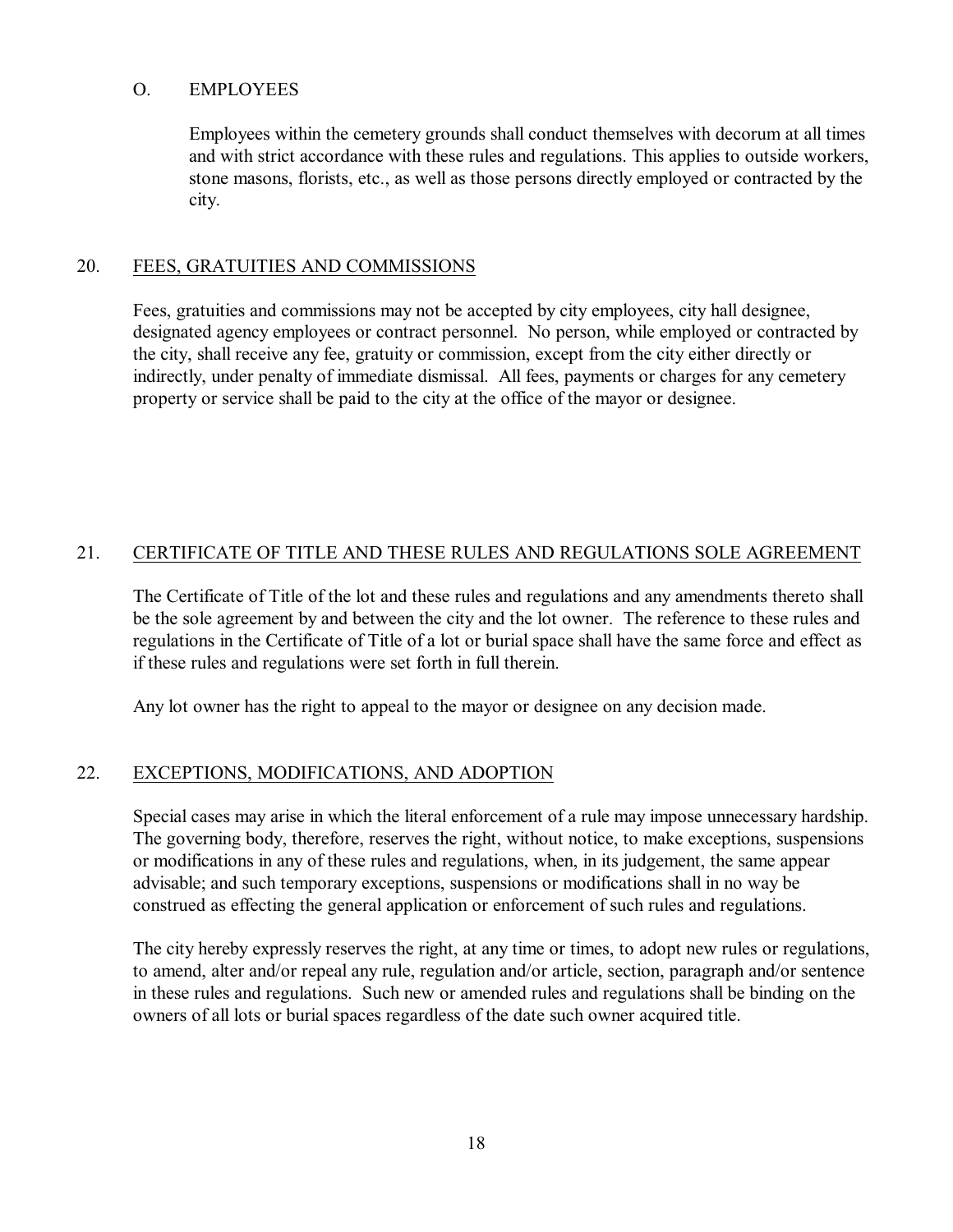### O. EMPLOYEES

Employees within the cemetery grounds shall conduct themselves with decorum at all times and with strict accordance with these rules and regulations. This applies to outside workers, stone masons, florists, etc., as well as those persons directly employed or contracted by the city.

## 20. FEES, GRATUITIES AND COMMISSIONS

Fees, gratuities and commissions may not be accepted by city employees, city hall designee, designated agency employees or contract personnel. No person, while employed or contracted by the city, shall receive any fee, gratuity or commission, except from the city either directly or indirectly, under penalty of immediate dismissal. All fees, payments or charges for any cemetery property or service shall be paid to the city at the office of the mayor or designee.

## 21. CERTIFICATE OF TITLE AND THESE RULES AND REGULATIONS SOLE AGREEMENT

The Certificate of Title of the lot and these rules and regulations and any amendments thereto shall be the sole agreement by and between the city and the lot owner. The reference to these rules and regulations in the Certificate of Title of a lot or burial space shall have the same force and effect as if these rules and regulations were set forth in full therein.

Any lot owner has the right to appeal to the mayor or designee on any decision made.

## 22. EXCEPTIONS, MODIFICATIONS, AND ADOPTION

Special cases may arise in which the literal enforcement of a rule may impose unnecessary hardship. The governing body, therefore, reserves the right, without notice, to make exceptions, suspensions or modifications in any of these rules and regulations, when, in its judgement, the same appear advisable; and such temporary exceptions, suspensions or modifications shall in no way be construed as effecting the general application or enforcement of such rules and regulations.

The city hereby expressly reserves the right, at any time or times, to adopt new rules or regulations, to amend, alter and/or repeal any rule, regulation and/or article, section, paragraph and/or sentence in these rules and regulations. Such new or amended rules and regulations shall be binding on the owners of all lots or burial spaces regardless of the date such owner acquired title.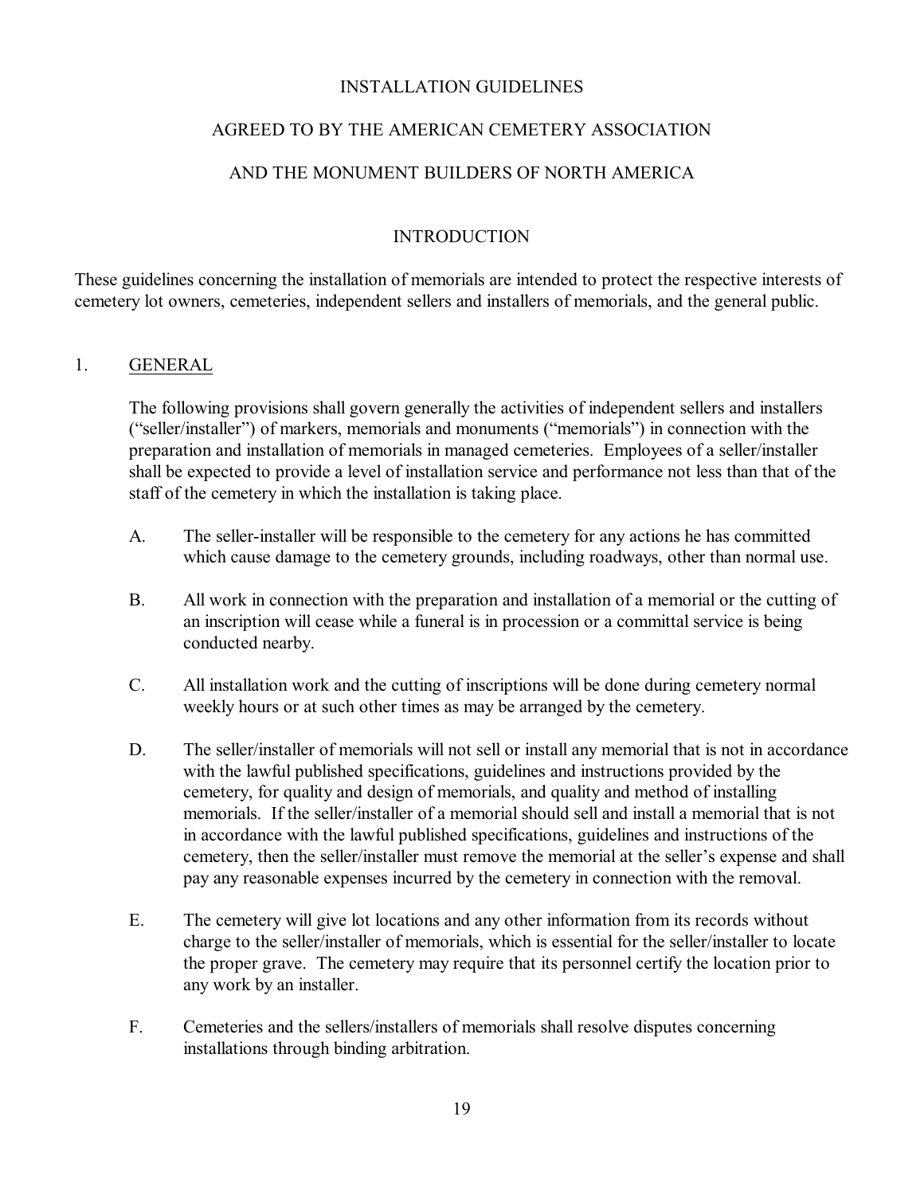# INSTALLATION GUIDELINES

# AGREED TO BY THE AMERICAN CEMETERY ASSOCIATION

# AND THE MONUMENT BUILDERS OF NORTH AMERICA

## INTRODUCTION

These guidelines concerning the installation of memorials are intended to protect the respective interests of cemetery lot owners, cemeteries, independent sellers and installers of memorials, and the general public.

## 1. GENERAL

The following provisions shall govern generally the activities of independent sellers and installers ("seller/installer") of markers, memorials and monuments ("memorials") in connection with the preparation and installation of memorials in managed cemeteries. Employees of a seller/installer shall be expected to provide a level of installation service and performance not less than that of the staff of the cemetery in which the installation is taking place.

A. The seller-installer will be responsible to the cemetery for any actions he has committed which cause damage to the cemetery grounds, including roadways, other than normal use.

B. All work in connection with the preparation and installation of a memorial or the cutting of an inscription will cease while a funeral is in procession or a committal service is being conducted nearby.

C. All installation work and the cutting of inscriptions will be done during cemetery normal weekly hours or at such other times as may be arranged by the cemetery.

D. The seller/installer of memorials will not sell or install any memorial that is not in accordance with the lawful published specifications, guidelines and instructions provided by the cemetery, for quality and design of memorials, and quality and method of installing memorials. If the seller/installer of a memorial should sell and install a memorial that is not in accordance with the lawful published specifications, guidelines and instructions of the cemetery, then the seller/installer must remove the memorial at the seller's expense and shall pay any reasonable expenses incurred by the cemetery in connection with the removal.

E. The cemetery will give lot locations and any other information from its records without charge to the seller/installer of memorials, which is essential for the seller/installer to locate the proper grave. The cemetery may require that its personnel certify the location prior to any work by an installer.

F. Cemeteries and the sellers/installers of memorials shall resolve disputes concerning installations through binding arbitration.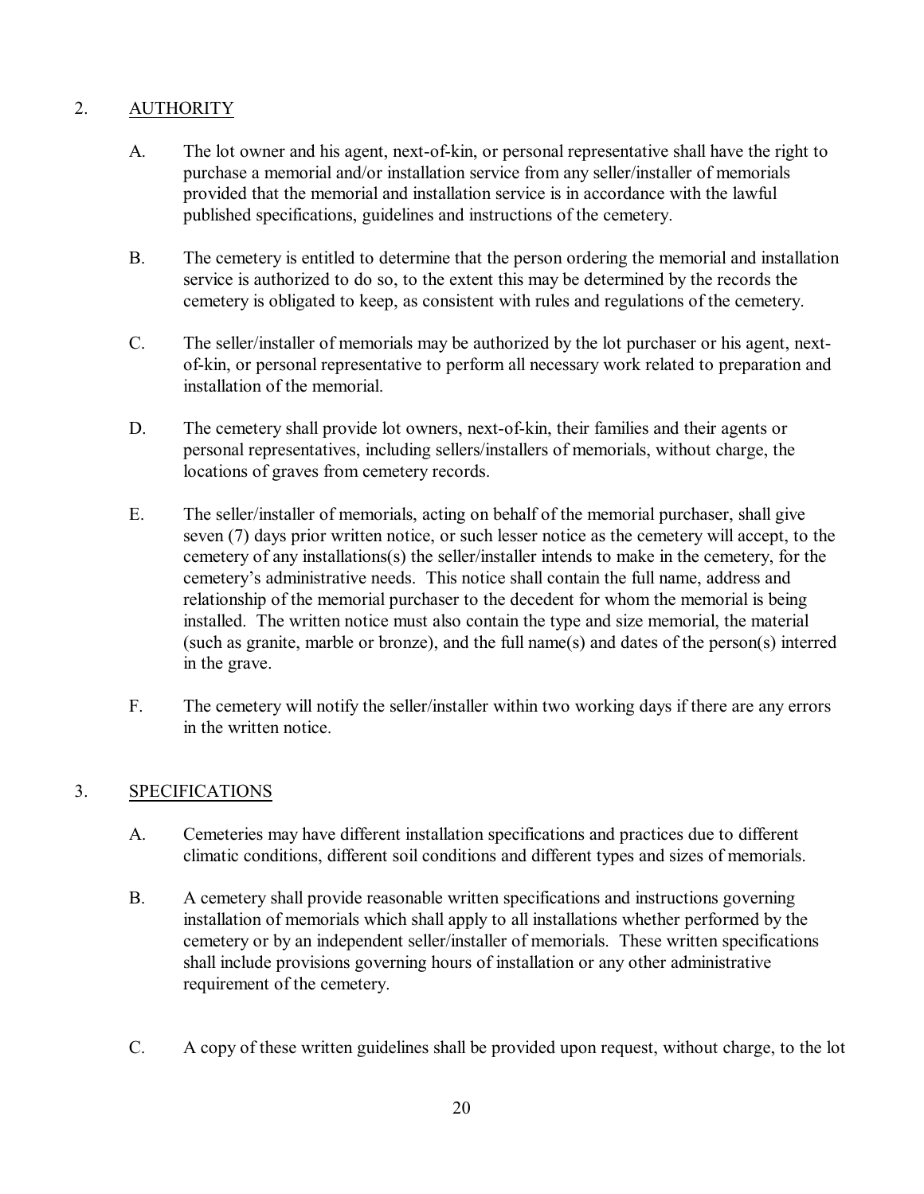## 2. AUTHORITY

A. The lot owner and his agent, next-of-kin, or personal representative shall have the right to purchase a memorial and/or installation service from any seller/installer of memorials provided that the memorial and installation service is in accordance with the lawful published specifications, guidelines and instructions of the cemetery.

B. The cemetery is entitled to determine that the person ordering the memorial and installation service is authorized to do so, to the extent this may be determined by the records the cemetery is obligated to keep, as consistent with rules and regulations of the cemetery.

C. The seller/installer of memorials may be authorized by the lot purchaser or his agent, next-of-kin, or personal representative to perform all necessary work related to preparation and installation of the memorial.

D. The cemetery shall provide lot owners, next-of-kin, their families and their agents or personal representatives, including sellers/installers of memorials, without charge, the locations of graves from cemetery records.

E. The seller/installer of memorials, acting on behalf of the memorial purchaser, shall give seven (7) days prior written notice, or such lesser notice as the cemetery will accept, to the cemetery of any installations(s) the seller/installer intends to make in the cemetery, for the cemetery's administrative needs. This notice shall contain the full name, address and relationship of the memorial purchaser to the decedent for whom the memorial is being installed. The written notice must also contain the type and size memorial, the material (such as granite, marble or bronze), and the full name(s) and dates of the person(s) interred in the grave.

F. The cemetery will notify the seller/installer within two working days if there are any errors in the written notice.

## 3. SPECIFICATIONS

A. Cemeteries may have different installation specifications and practices due to different climatic conditions, different soil conditions and different types and sizes of memorials.

B. A cemetery shall provide reasonable written specifications and instructions governing installation of memorials which shall apply to all installations whether performed by the cemetery or by an independent seller/installer of memorials. These written specifications shall include provisions governing hours of installation or any other administrative requirement of the cemetery.

C. A copy of these written guidelines shall be provided upon request, without charge, to the lot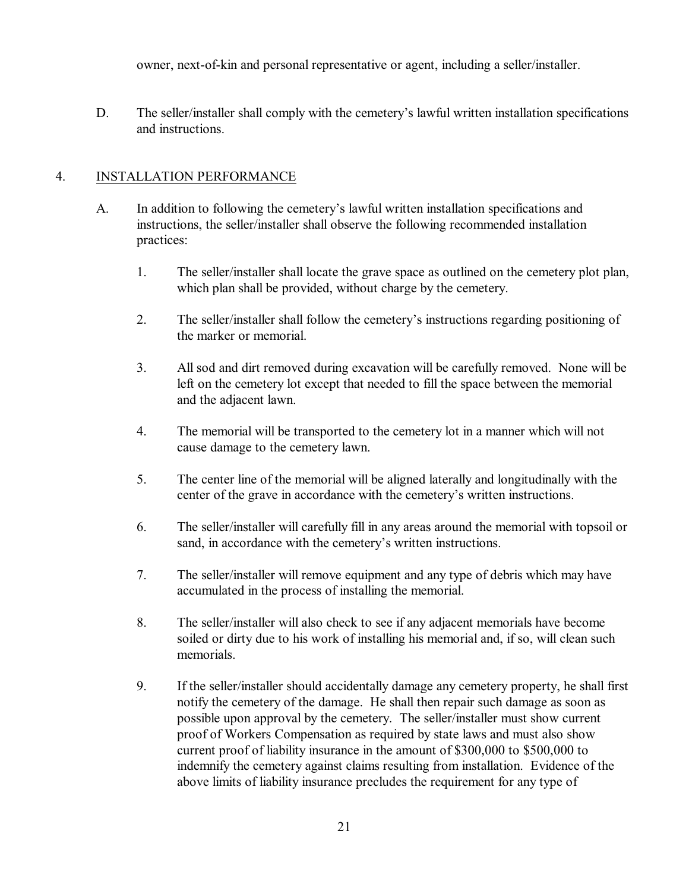owner, next-of-kin and personal representative or agent, including a seller/installer.

D. The seller/installer shall comply with the cemetery's lawful written installation specifications and instructions.

4. <u>INSTALLATION PERFORMANCE</u>

A. In addition to following the cemetery's lawful written installation specifications and instructions, the seller/installer shall observe the following recommended installation practices:

1. The seller/installer shall locate the grave space as outlined on the cemetery plot plan, which plan shall be provided, without charge by the cemetery.

2. The seller/installer shall follow the cemetery's instructions regarding positioning of the marker or memorial.

3. All sod and dirt removed during excavation will be carefully removed. None will be left on the cemetery lot except that needed to fill the space between the memorial and the adjacent lawn.

4. The memorial will be transported to the cemetery lot in a manner which will not cause damage to the cemetery lawn.

5. The center line of the memorial will be aligned laterally and longitudinally with the center of the grave in accordance with the cemetery's written instructions.

6. The seller/installer will carefully fill in any areas around the memorial with topsoil or sand, in accordance with the cemetery's written instructions.

7. The seller/installer will remove equipment and any type of debris which may have accumulated in the process of installing the memorial.

8. The seller/installer will also check to see if any adjacent memorials have become soiled or dirty due to his work of installing his memorial and, if so, will clean such memorials.

9. If the seller/installer should accidentally damage any cemetery property, he shall first notify the cemetery of the damage. He shall then repair such damage as soon as possible upon approval by the cemetery. The seller/installer must show current proof of Workers Compensation as required by state laws and must also show current proof of liability insurance in the amount of $300,000 to $500,000 to indemnify the cemetery against claims resulting from installation. Evidence of the above limits of liability insurance precludes the requirement for any type of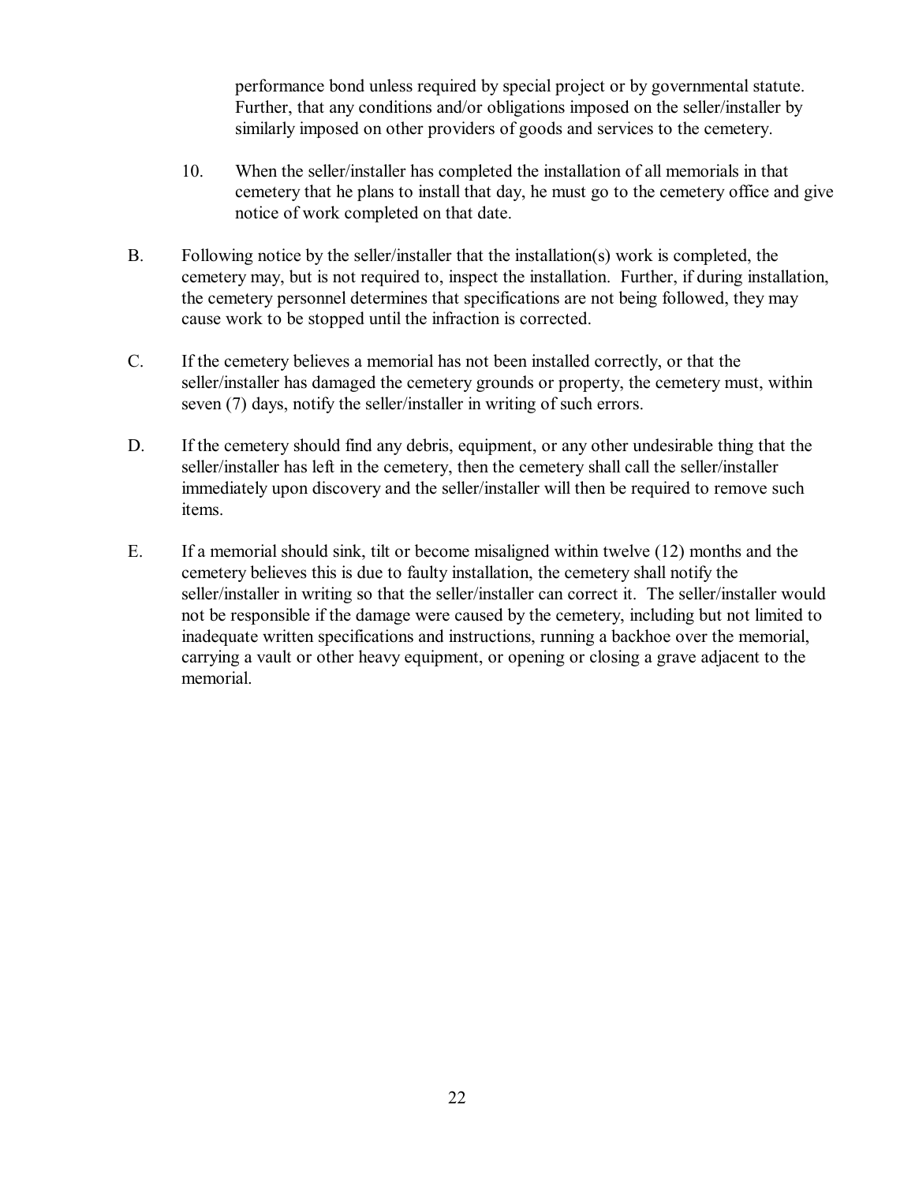performance bond unless required by special project or by governmental statute. Further, that any conditions and/or obligations imposed on the seller/installer by similarly imposed on other providers of goods and services to the cemetery.

10. When the seller/installer has completed the installation of all memorials in that cemetery that he plans to install that day, he must go to the cemetery office and give notice of work completed on that date.

B. Following notice by the seller/installer that the installation(s) work is completed, the cemetery may, but is not required to, inspect the installation. Further, if during installation, the cemetery personnel determines that specifications are not being followed, they may cause work to be stopped until the infraction is corrected.

C. If the cemetery believes a memorial has not been installed correctly, or that the seller/installer has damaged the cemetery grounds or property, the cemetery must, within seven (7) days, notify the seller/installer in writing of such errors.

D. If the cemetery should find any debris, equipment, or any other undesirable thing that the seller/installer has left in the cemetery, then the cemetery shall call the seller/installer immediately upon discovery and the seller/installer will then be required to remove such items.

E. If a memorial should sink, tilt or become misaligned within twelve (12) months and the cemetery believes this is due to faulty installation, the cemetery shall notify the seller/installer in writing so that the seller/installer can correct it. The seller/installer would not be responsible if the damage were caused by the cemetery, including but not limited to inadequate written specifications and instructions, running a backhoe over the memorial, carrying a vault or other heavy equipment, or opening or closing a grave adjacent to the memorial.